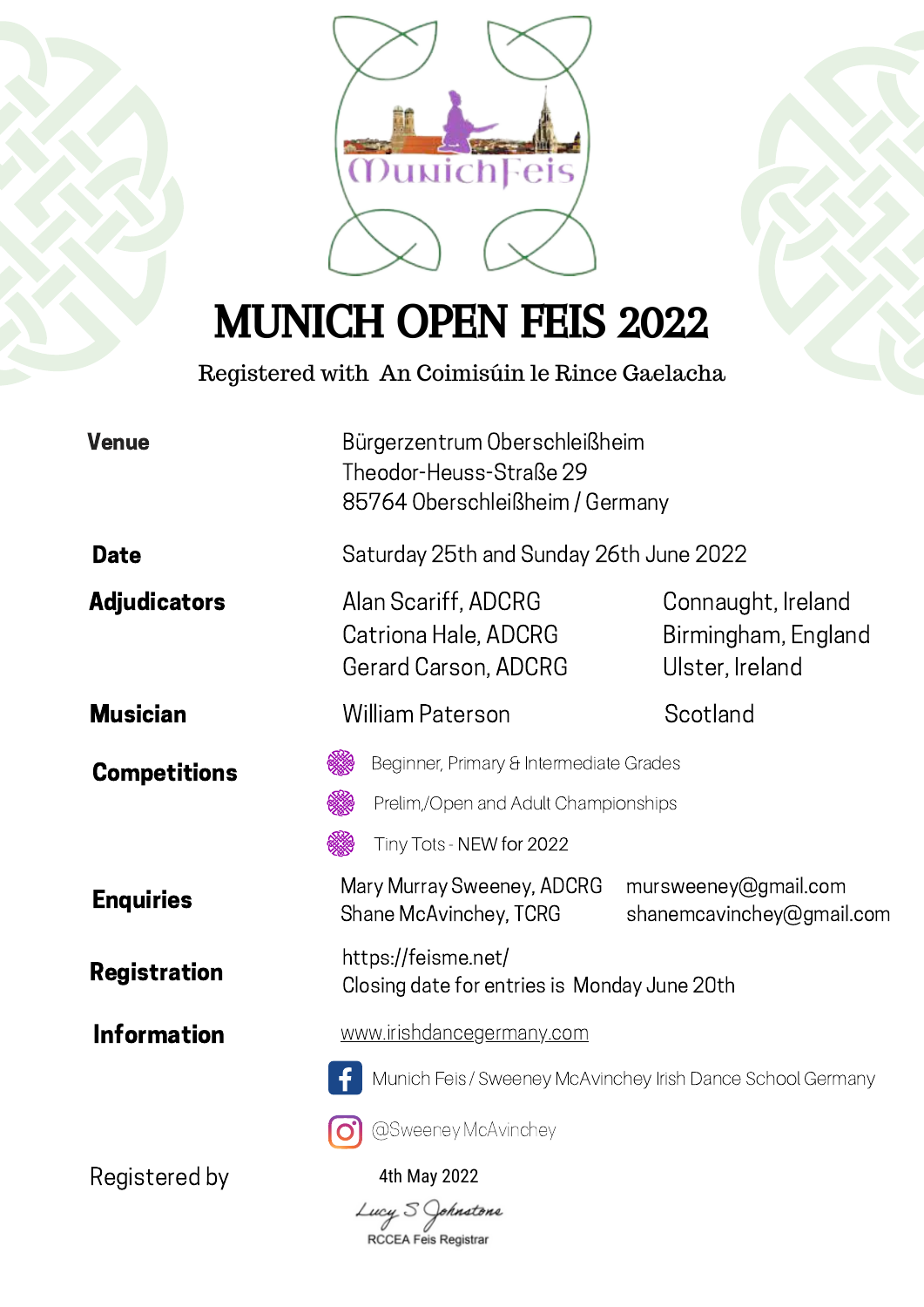# MUNICH OPEN FEIS 2022

Registered with An Coimisúin le Rince Gaelacha

**Venue**
Bürgerzentrum Oberschleißheim
Theodor-Heuss-Straße 29
85764 Oberschleißheim / Germany

**Date**
Saturday 25th and Sunday 26th June 2022

**Adjudicators**

| | |
|---|---|
| Alan Scariff, ADCRG | Connaught, Ireland |
| Catriona Hale, ADCRG | Birmingham, England |
| Gerard Carson, ADCRG | Ulster, Ireland |

**Musician**
William Paterson — Scotland

**Competitions**
- Beginner, Primary & Intermediate Grades
- Prelim,/Open and Adult Championships
- Tiny Tots - NEW for 2022

**Enquiries**

| | |
|---|---|
| Mary Murray Sweeney, ADCRG | mursweeney@gmail.com |
| Shane McAvinchey, TCRG | shanemcavinchey@gmail.com |

**Registration**
https://feisme.net/
Closing date for entries is Monday June 20th

**Information**
www.irishdancegermany.com

Munich Feis / Sweeney McAvinchey Irish Dance School Germany

@SweeneyMcAvinchey

Registered by
4th May 2022
Lucy S Johnstone
RCCEA Feis Registrar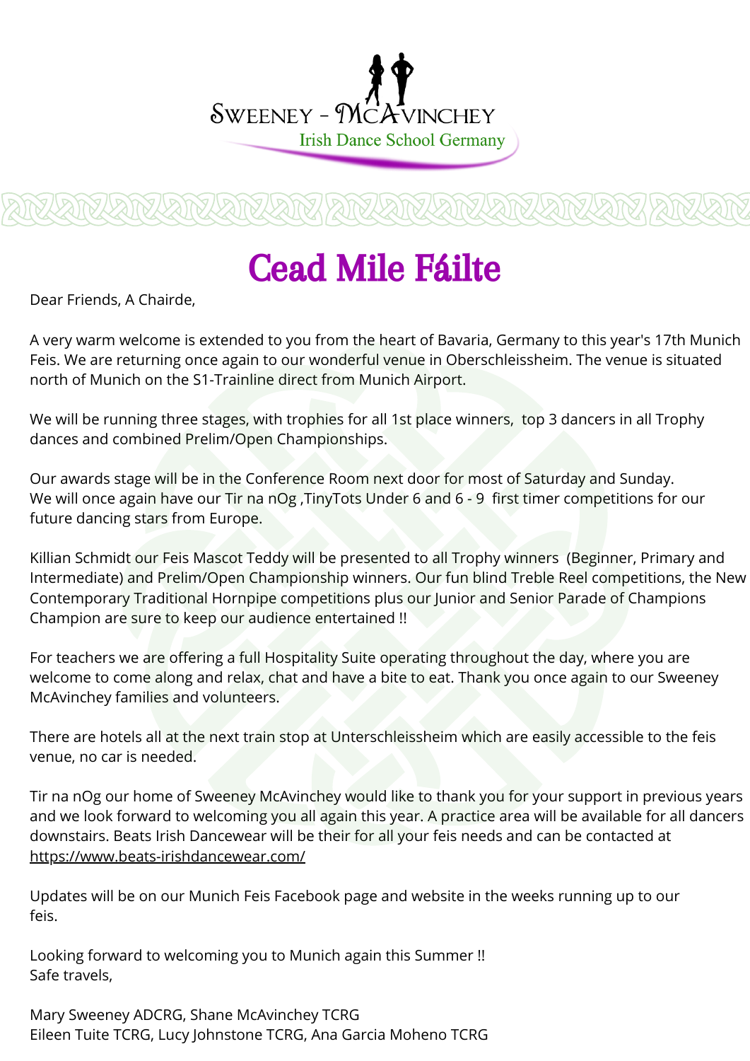Sweeney - McAvinchey

Irish Dance School Germany

# Cead Mile Fáilte

Dear Friends, A Chairde,

A very warm welcome is extended to you from the heart of Bavaria, Germany to this year's 17th Munich Feis. We are returning once again to our wonderful venue in Oberschleissheim. The venue is situated north of Munich on the S1-Trainline direct from Munich Airport.

We will be running three stages, with trophies for all 1st place winners, top 3 dancers in all Trophy dances and combined Prelim/Open Championships.

Our awards stage will be in the Conference Room next door for most of Saturday and Sunday.
We will once again have our Tir na nOg ,TinyTots Under 6 and 6 - 9 first timer competitions for our future dancing stars from Europe.

Killian Schmidt our Feis Mascot Teddy will be presented to all Trophy winners (Beginner, Primary and Intermediate) and Prelim/Open Championship winners. Our fun blind Treble Reel competitions, the New Contemporary Traditional Hornpipe competitions plus our Junior and Senior Parade of Champions Champion are sure to keep our audience entertained !!

For teachers we are offering a full Hospitality Suite operating throughout the day, where you are welcome to come along and relax, chat and have a bite to eat. Thank you once again to our Sweeney McAvinchey families and volunteers.

There are hotels all at the next train stop at Unterschleissheim which are easily accessible to the feis venue, no car is needed.

Tir na nOg our home of Sweeney McAvinchey would like to thank you for your support in previous years and we look forward to welcoming you all again this year. A practice area will be available for all dancers downstairs. Beats Irish Dancewear will be their for all your feis needs and can be contacted at https://www.beats-irishdancewear.com/

Updates will be on our Munich Feis Facebook page and website in the weeks running up to our feis.

Looking forward to welcoming you to Munich again this Summer !!
Safe travels,

Mary Sweeney ADCRG, Shane McAvinchey TCRG
Eileen Tuite TCRG, Lucy Johnstone TCRG, Ana Garcia Moheno TCRG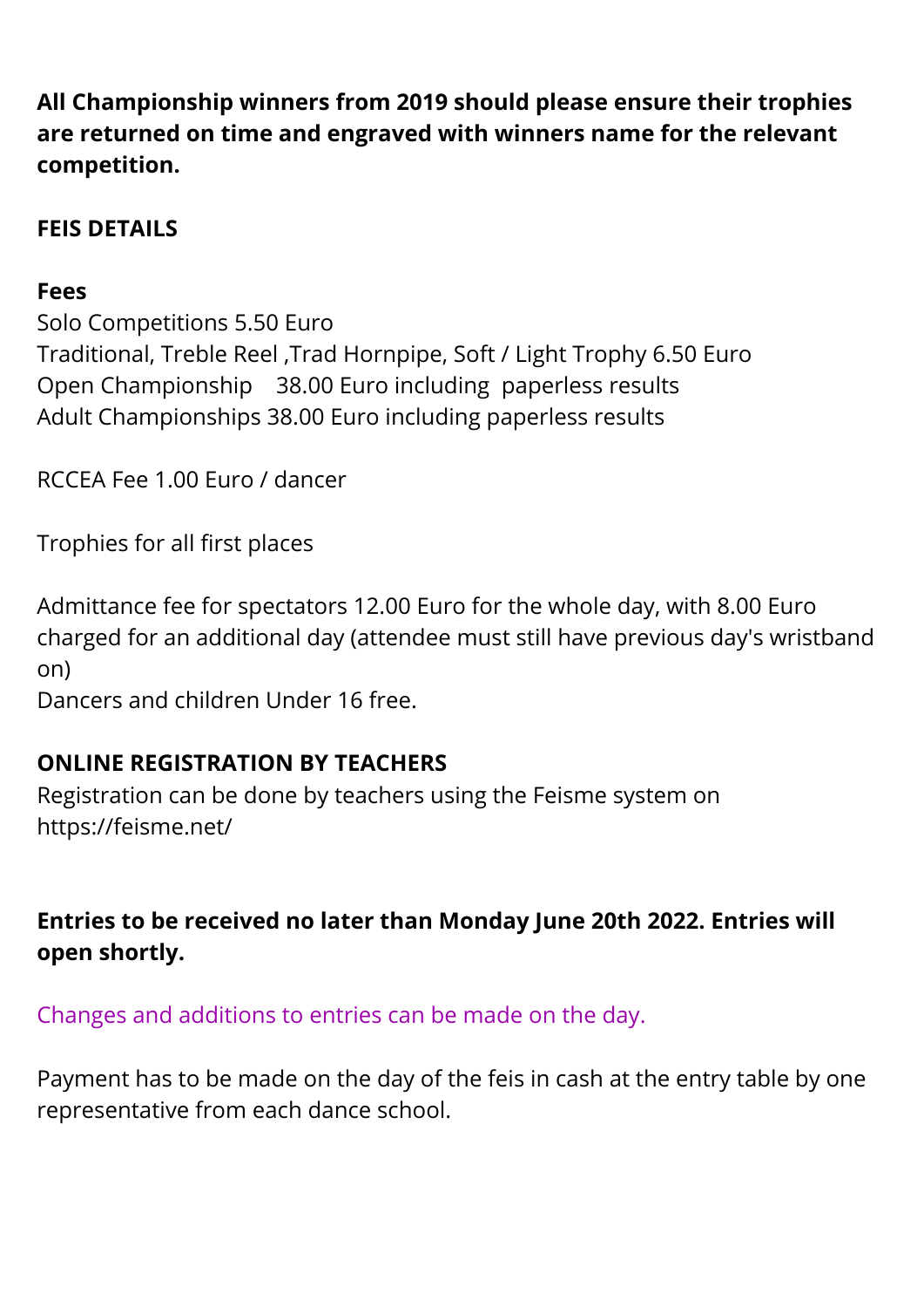**All Championship winners from 2019 should please ensure their trophies are returned on time and engraved with winners name for the relevant competition.**

**FEIS DETAILS**

**Fees**

Solo Competitions 5.50 Euro
Traditional, Treble Reel ,Trad Hornpipe, Soft / Light Trophy 6.50 Euro
Open Championship 38.00 Euro including paperless results
Adult Championships 38.00 Euro including paperless results

RCCEA Fee 1.00 Euro / dancer

Trophies for all first places

Admittance fee for spectators 12.00 Euro for the whole day, with 8.00 Euro charged for an additional day (attendee must still have previous day's wristband on)
Dancers and children Under 16 free.

**ONLINE REGISTRATION BY TEACHERS**

Registration can be done by teachers using the Feisme system on https://feisme.net/

**Entries to be received no later than Monday June 20th 2022. Entries will open shortly.**

Changes and additions to entries can be made on the day.

Payment has to be made on the day of the feis in cash at the entry table by one representative from each dance school.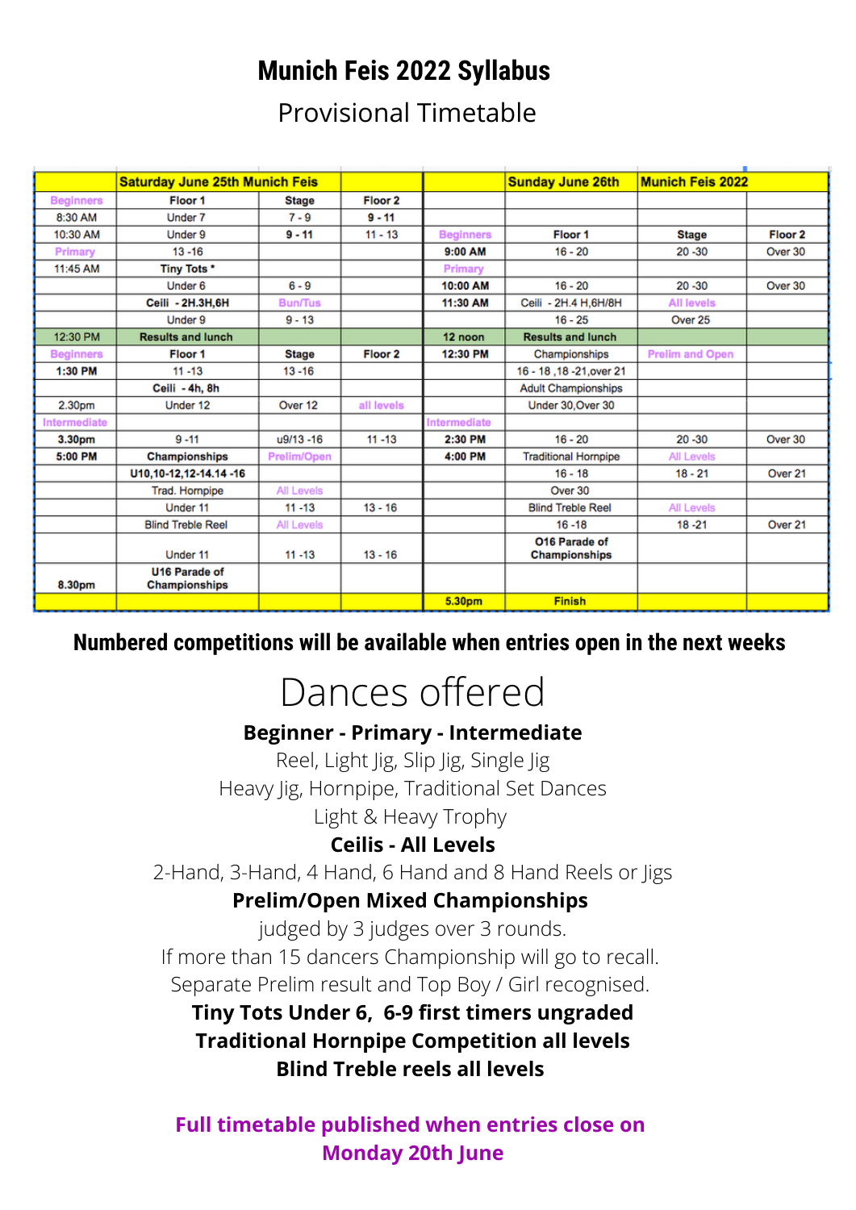# Munich Feis 2022 Syllabus

Provisional Timetable

| | Saturday June 25th Munich Feis | | | | Sunday June 26th | Munich Feis 2022 | |
|---|---|---|---|---|---|---|---|
| Beginners | Floor 1 | Stage | Floor 2 | | | | |
| 8:30 AM | Under 7 | 7 - 9 | 9 - 11 | | | | |
| 10:30 AM | Under 9 | 9 - 11 | 11 - 13 | Beginners | Floor 1 | Stage | Floor 2 |
| Primary | 13 -16 | | | 9:00 AM | 16 - 20 | 20 -30 | Over 30 |
| 11:45 AM | Tiny Tots * | | | Primary | | | |
| | Under 6 | 6 - 9 | | 10:00 AM | 16 - 20 | 20 -30 | Over 30 |
| | Ceili - 2H.3H,6H | Bun/Tus | | 11:30 AM | Ceili - 2H.4 H,6H/8H | All levels | |
| | Under 9 | 9 - 13 | | | 16 - 25 | Over 25 | |
| 12:30 PM | Results and lunch | | | 12 noon | Results and lunch | | |
| Beginners | Floor 1 | Stage | Floor 2 | 12:30 PM | Championships | Prelim and Open | |
| 1:30 PM | 11 -13 | 13 -16 | | | 16 - 18 ,18 -21,over 21 | | |
| | Ceili - 4h, 8h | | | | Adult Championships | | |
| 2.30pm | Under 12 | Over 12 | all levels | | Under 30,Over 30 | | |
| Intermediate | | | | Intermediate | | | |
| 3.30pm | 9 -11 | u9/13 -16 | 11 -13 | 2:30 PM | 16 - 20 | 20 -30 | Over 30 |
| 5:00 PM | Championships | Prelim/Open | | 4:00 PM | Traditional Hornpipe | All Levels | |
| | U10,10-12,12-14.14 -16 | | | | 16 - 18 | 18 - 21 | Over 21 |
| | Trad. Hornpipe | All Levels | | | Over 30 | | |
| | Under 11 | 11 -13 | 13 - 16 | | Blind Treble Reel | All Levels | |
| | Blind Treble Reel | All Levels | | | 16 -18 | 18 -21 | Over 21 |
| | Under 11 | 11 -13 | 13 - 16 | | O16 Parade of Championships | | |
| 8.30pm | U16 Parade of Championships | | | | | | |
| | | | | 5.30pm | Finish | | |

**Numbered competitions will be available when entries open in the next weeks**

# Dances offered

**Beginner - Primary - Intermediate**

Reel, Light Jig, Slip Jig, Single Jig

Heavy Jig, Hornpipe, Traditional Set Dances

Light & Heavy Trophy

**Ceilis - All Levels**

2-Hand, 3-Hand, 4 Hand, 6 Hand and 8 Hand Reels or Jigs

**Prelim/Open Mixed Championships**

judged by 3 judges over 3 rounds.

If more than 15 dancers Championship will go to recall.

Separate Prelim result and Top Boy / Girl recognised.

**Tiny Tots Under 6, 6-9 first timers ungraded**

**Traditional Hornpipe Competition all levels**

**Blind Treble reels all levels**

**Full timetable published when entries close on Monday 20th June**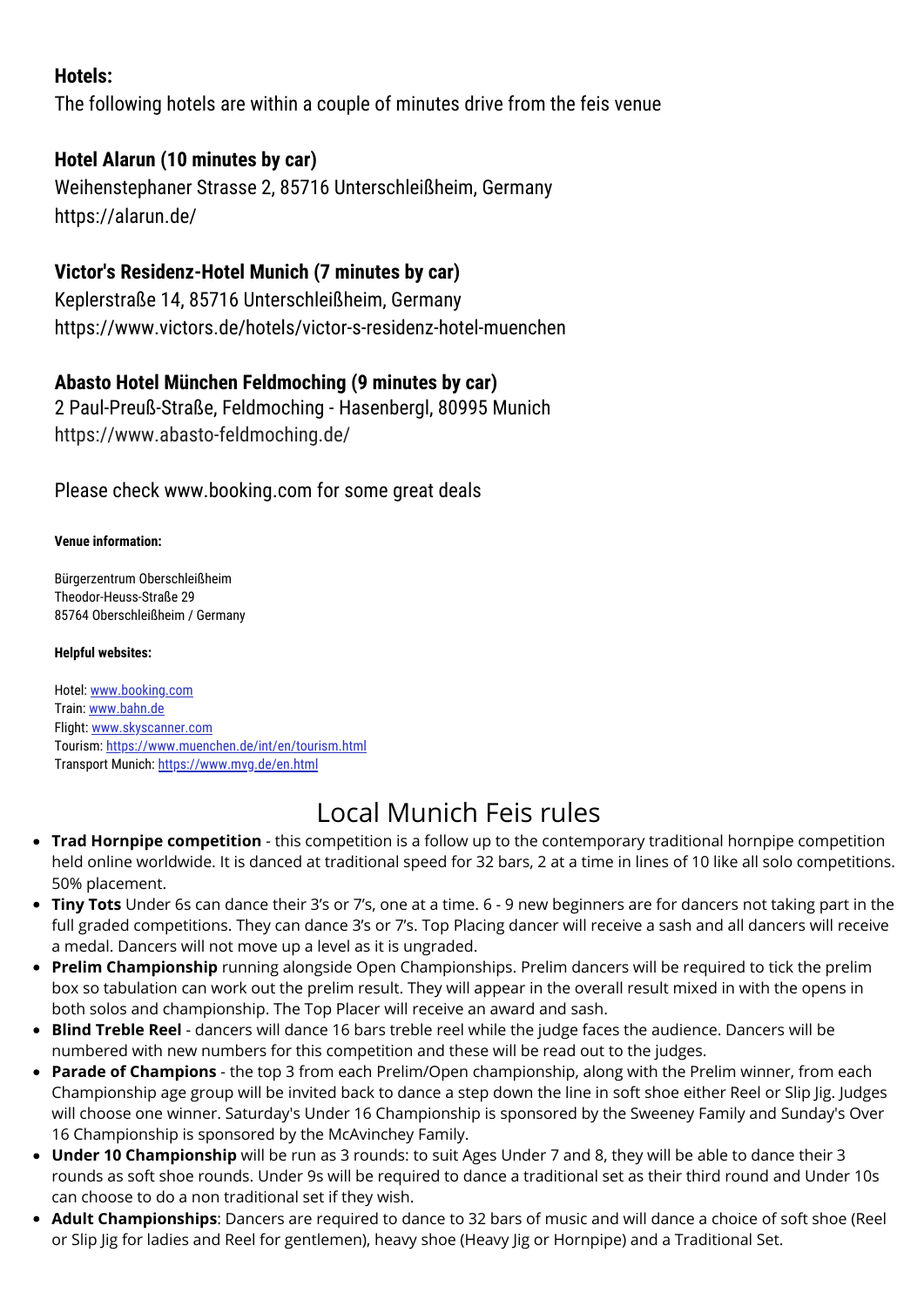### Hotels:

The following hotels are within a couple of minutes drive from the feis venue

### Hotel Alarun (10 minutes by car)

Weihenstephaner Strasse 2, 85716 Unterschleißheim, Germany
https://alarun.de/

### Victor's Residenz-Hotel Munich (7 minutes by car)

Keplerstraße 14, 85716 Unterschleißheim, Germany
https://www.victors.de/hotels/victor-s-residenz-hotel-muenchen

### Abasto Hotel München Feldmoching (9 minutes by car)

2 Paul-Preuß-Straße, Feldmoching - Hasenbergl, 80995 Munich
https://www.abasto-feldmoching.de/

Please check www.booking.com for some great deals

**Venue information:**

Bürgerzentrum Oberschleißheim
Theodor-Heuss-Straße 29
85764 Oberschleißheim / Germany

**Helpful websites:**

Hotel: www.booking.com
Train: www.bahn.de
Flight: www.skyscanner.com
Tourism: https://www.muenchen.de/int/en/tourism.html
Transport Munich: https://www.mvg.de/en.html

## Local Munich Feis rules

- **Trad Hornpipe competition** - this competition is a follow up to the contemporary traditional hornpipe competition held online worldwide. It is danced at traditional speed for 32 bars, 2 at a time in lines of 10 like all solo competitions. 50% placement.
- **Tiny Tots** Under 6s can dance their 3's or 7's, one at a time. 6 - 9 new beginners are for dancers not taking part in the full graded competitions. They can dance 3's or 7's. Top Placing dancer will receive a sash and all dancers will receive a medal. Dancers will not move up a level as it is ungraded.
- **Prelim Championship** running alongside Open Championships. Prelim dancers will be required to tick the prelim box so tabulation can work out the prelim result. They will appear in the overall result mixed in with the opens in both solos and championship. The Top Placer will receive an award and sash.
- **Blind Treble Reel** - dancers will dance 16 bars treble reel while the judge faces the audience. Dancers will be numbered with new numbers for this competition and these will be read out to the judges.
- **Parade of Champions** - the top 3 from each Prelim/Open championship, along with the Prelim winner, from each Championship age group will be invited back to dance a step down the line in soft shoe either Reel or Slip Jig. Judges will choose one winner. Saturday's Under 16 Championship is sponsored by the Sweeney Family and Sunday's Over 16 Championship is sponsored by the McAvinchey Family.
- **Under 10 Championship** will be run as 3 rounds: to suit Ages Under 7 and 8, they will be able to dance their 3 rounds as soft shoe rounds. Under 9s will be required to dance a traditional set as their third round and Under 10s can choose to do a non traditional set if they wish.
- **Adult Championships**: Dancers are required to dance to 32 bars of music and will dance a choice of soft shoe (Reel or Slip Jig for ladies and Reel for gentlemen), heavy shoe (Heavy Jig or Hornpipe) and a Traditional Set.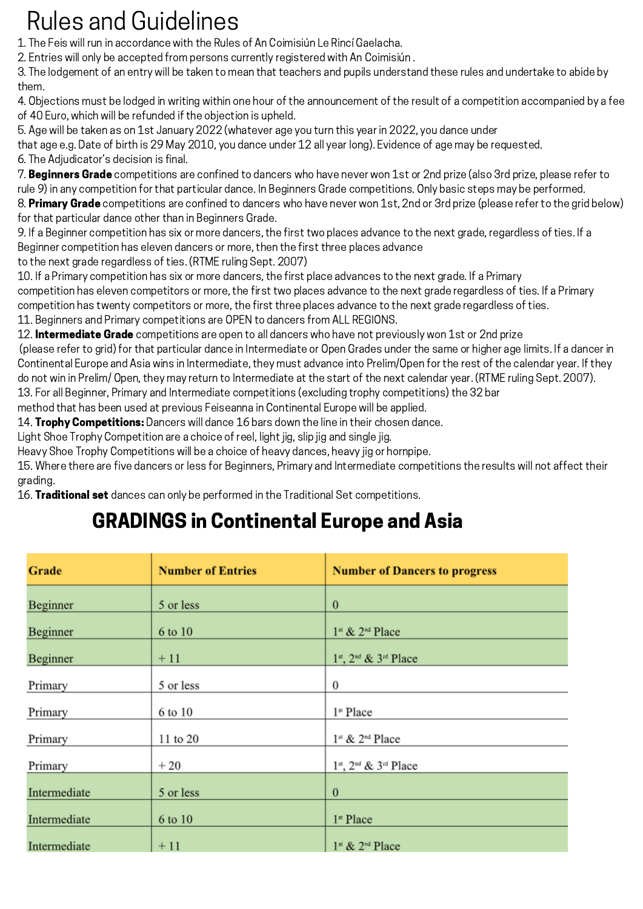# Rules and Guidelines

1. The Feis will run in accordance with the Rules of An Coimisiún Le Rincí Gaelacha.
2. Entries will only be accepted from persons currently registered with An Coimisiún .
3. The lodgement of an entry will be taken to mean that teachers and pupils understand these rules and undertake to abide by them.
4. Objections must be lodged in writing within one hour of the announcement of the result of a competition accompanied by a fee of 40 Euro, which will be refunded if the objection is upheld.
5. Age will be taken as on 1st January 2022 (whatever age you turn this year in 2022, you dance under that age e.g. Date of birth is 29 May 2010, you dance under 12 all year long). Evidence of age may be requested.
6. The Adjudicator's decision is final.
7. **Beginners Grade** competitions are confined to dancers who have never won 1st or 2nd prize (also 3rd prize, please refer to rule 9) in any competition for that particular dance. In Beginners Grade competitions. Only basic steps may be performed.
8. **Primary Grade** competitions are confined to dancers who have never won 1st, 2nd or 3rd prize (please refer to the grid below) for that particular dance other than in Beginners Grade.
9. If a Beginner competition has six or more dancers, the first two places advance to the next grade, regardless of ties. If a Beginner competition has eleven dancers or more, then the first three places advance to the next grade regardless of ties. (RTME ruling Sept. 2007)
10. If a Primary competition has six or more dancers, the first place advances to the next grade. If a Primary competition has eleven competitors or more, the first two places advance to the next grade regardless of ties. If a Primary competition has twenty competitors or more, the first three places advance to the next grade regardless of ties.
11. Beginners and Primary competitions are OPEN to dancers from ALL REGIONS.
12. **Intermediate Grade** competitions are open to all dancers who have not previously won 1st or 2nd prize (please refer to grid) for that particular dance in Intermediate or Open Grades under the same or higher age limits. If a dancer in Continental Europe and Asia wins in Intermediate, they must advance into Prelim/Open for the rest of the calendar year. If they do not win in Prelim/ Open, they may return to Intermediate at the start of the next calendar year. (RTME ruling Sept. 2007).
13. For all Beginner, Primary and Intermediate competitions (excluding trophy competitions) the 32 bar method that has been used at previous Feiseanna in Continental Europe will be applied.
14. **Trophy Competitions:** Dancers will dance 16 bars down the line in their chosen dance.
Light Shoe Trophy Competition are a choice of reel, light jig, slip jig and single jig.
Heavy Shoe Trophy Competitions will be a choice of heavy dances, heavy jig or hornpipe.
15. Where there are five dancers or less for Beginners, Primary and Intermediate competitions the results will not affect their grading.
16. **Traditional set** dances can only be performed in the Traditional Set competitions.

## GRADINGS in Continental Europe and Asia

| Grade | Number of Entries | Number of Dancers to progress |
|---|---|---|
| Beginner | 5 or less | 0 |
| Beginner | 6 to 10 | 1st & 2nd Place |
| Beginner | +11 | 1st, 2nd & 3rd Place |
| Primary | 5 or less | 0 |
| Primary | 6 to 10 | 1st Place |
| Primary | 11 to 20 | 1st & 2nd Place |
| Primary | +20 | 1st, 2nd & 3rd Place |
| Intermediate | 5 or less | 0 |
| Intermediate | 6 to 10 | 1st Place |
| Intermediate | +11 | 1st & 2nd Place |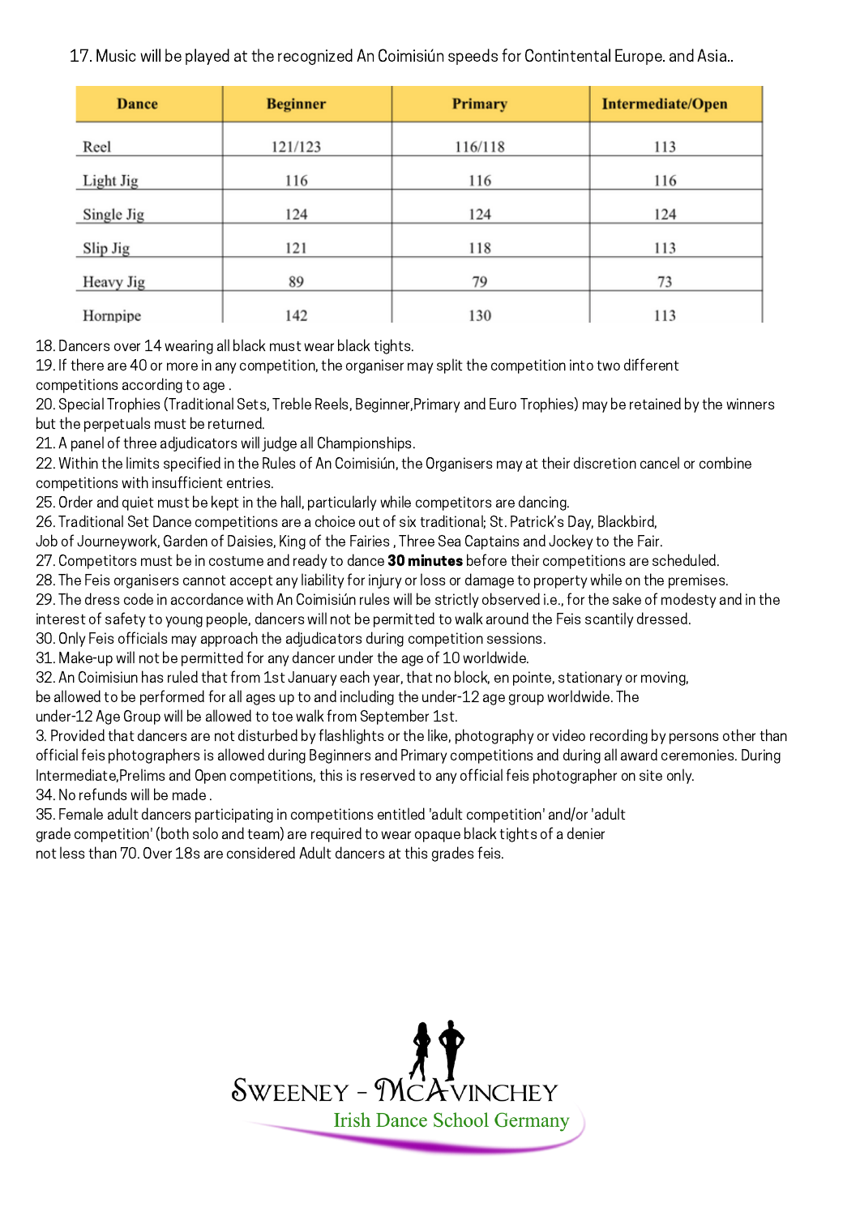17. Music will be played at the recognized An Coimisiún speeds for Contintental Europe. and Asia..

| Dance | Beginner | Primary | Intermediate/Open |
|---|---|---|---|
| Reel | 121/123 | 116/118 | 113 |
| Light Jig | 116 | 116 | 116 |
| Single Jig | 124 | 124 | 124 |
| Slip Jig | 121 | 118 | 113 |
| Heavy Jig | 89 | 79 | 73 |
| Hornpipe | 142 | 130 | 113 |

18. Dancers over 14 wearing all black must wear black tights.
19. If there are 40 or more in any competition, the organiser may split the competition into two different competitions according to age .
20. Special Trophies (Traditional Sets, Treble Reels, Beginner,Primary and Euro Trophies) may be retained by the winners but the perpetuals must be returned.
21. A panel of three adjudicators will judge all Championships.
22. Within the limits specified in the Rules of An Coimisiún, the Organisers may at their discretion cancel or combine competitions with insufficient entries.
25. Order and quiet must be kept in the hall, particularly while competitors are dancing.
26. Traditional Set Dance competitions are a choice out of six traditional; St. Patrick's Day, Blackbird, Job of Journeywork, Garden of Daisies, King of the Fairies , Three Sea Captains and Jockey to the Fair.
27. Competitors must be in costume and ready to dance **30 minutes** before their competitions are scheduled.
28. The Feis organisers cannot accept any liability for injury or loss or damage to property while on the premises.
29. The dress code in accordance with An Coimisiún rules will be strictly observed i.e., for the sake of modesty and in the interest of safety to young people, dancers will not be permitted to walk around the Feis scantily dressed.
30. Only Feis officials may approach the adjudicators during competition sessions.
31. Make-up will not be permitted for any dancer under the age of 10 worldwide.
32. An Coimisiun has ruled that from 1st January each year, that no block, en pointe, stationary or moving, be allowed to be performed for all ages up to and including the under-12 age group worldwide. The under-12 Age Group will be allowed to toe walk from September 1st.
3. Provided that dancers are not disturbed by flashlights or the like, photography or video recording by persons other than official feis photographers is allowed during Beginners and Primary competitions and during all award ceremonies. During Intermediate,Prelims and Open competitions, this is reserved to any official feis photographer on site only.
34. No refunds will be made .
35. Female adult dancers participating in competitions entitled 'adult competition' and/or 'adult grade competition' (both solo and team) are required to wear opaque black tights of a denier not less than 70. Over 18s are considered Adult dancers at this grades feis.

Sweeney - McAvinchey
Irish Dance School Germany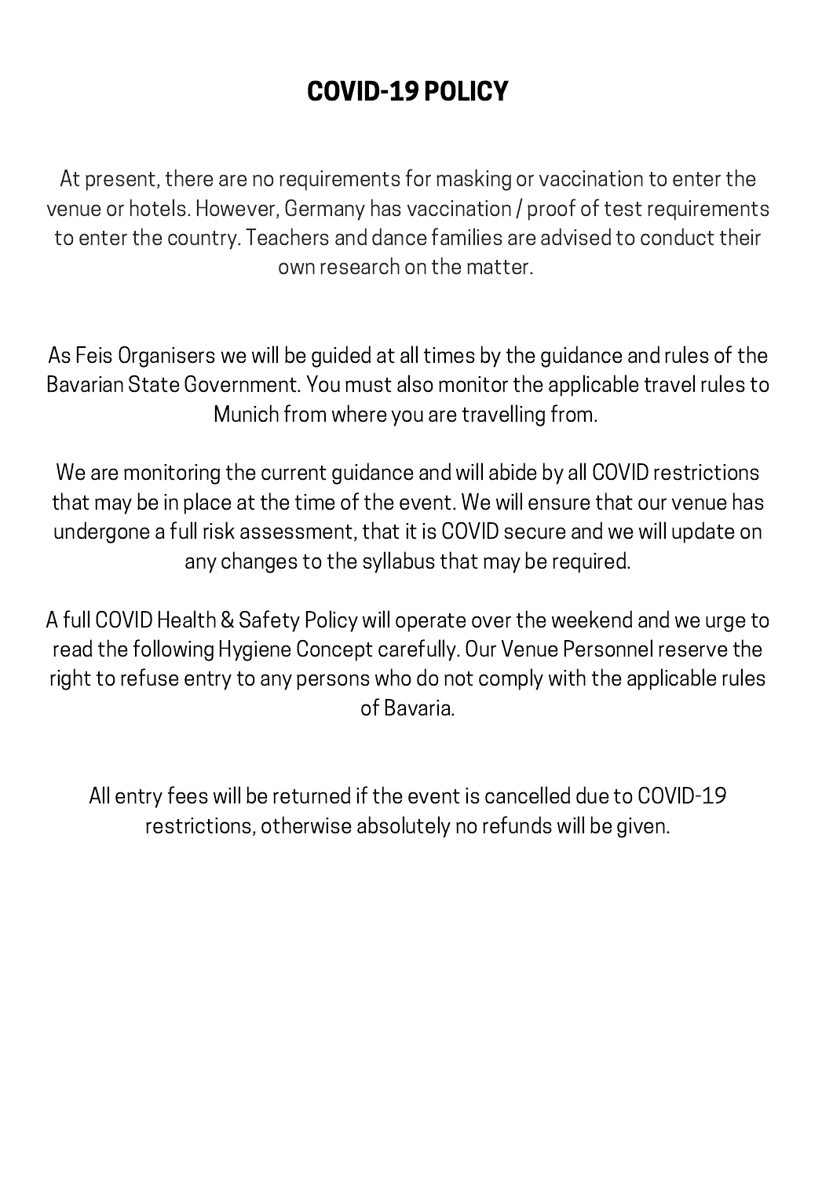# COVID-19 POLICY

At present, there are no requirements for masking or vaccination to enter the venue or hotels. However, Germany has vaccination / proof of test requirements to enter the country. Teachers and dance families are advised to conduct their own research on the matter.

As Feis Organisers we will be guided at all times by the guidance and rules of the Bavarian State Government. You must also monitor the applicable travel rules to Munich from where you are travelling from.

We are monitoring the current guidance and will abide by all COVID restrictions that may be in place at the time of the event. We will ensure that our venue has undergone a full risk assessment, that it is COVID secure and we will update on any changes to the syllabus that may be required.

A full COVID Health & Safety Policy will operate over the weekend and we urge to read the following Hygiene Concept carefully. Our Venue Personnel reserve the right to refuse entry to any persons who do not comply with the applicable rules of Bavaria.

All entry fees will be returned if the event is cancelled due to COVID-19 restrictions, otherwise absolutely no refunds will be given.